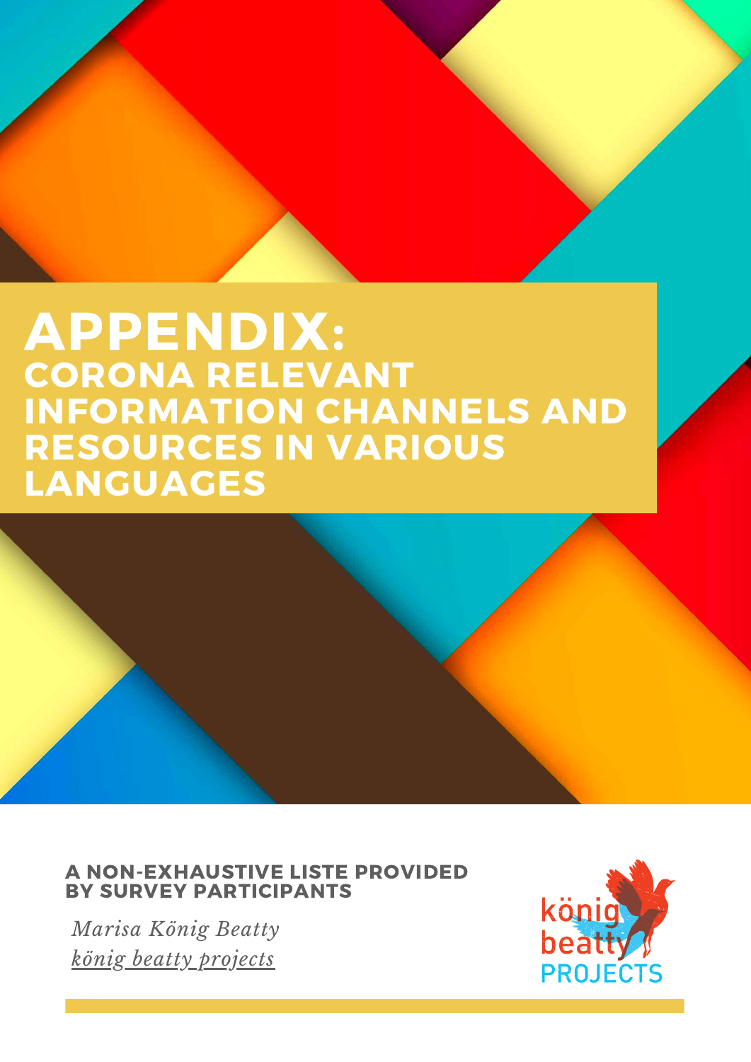# APPENDIX:
## CORONA RELEVANT INFORMATION CHANNELS AND RESOURCES IN VARIOUS LANGUAGES

**A NON-EXHAUSTIVE LISTE PROVIDED BY SURVEY PARTICIPANTS**

*Marisa König Beatty*

*könig beatty projects*

könig beatty PROJECTS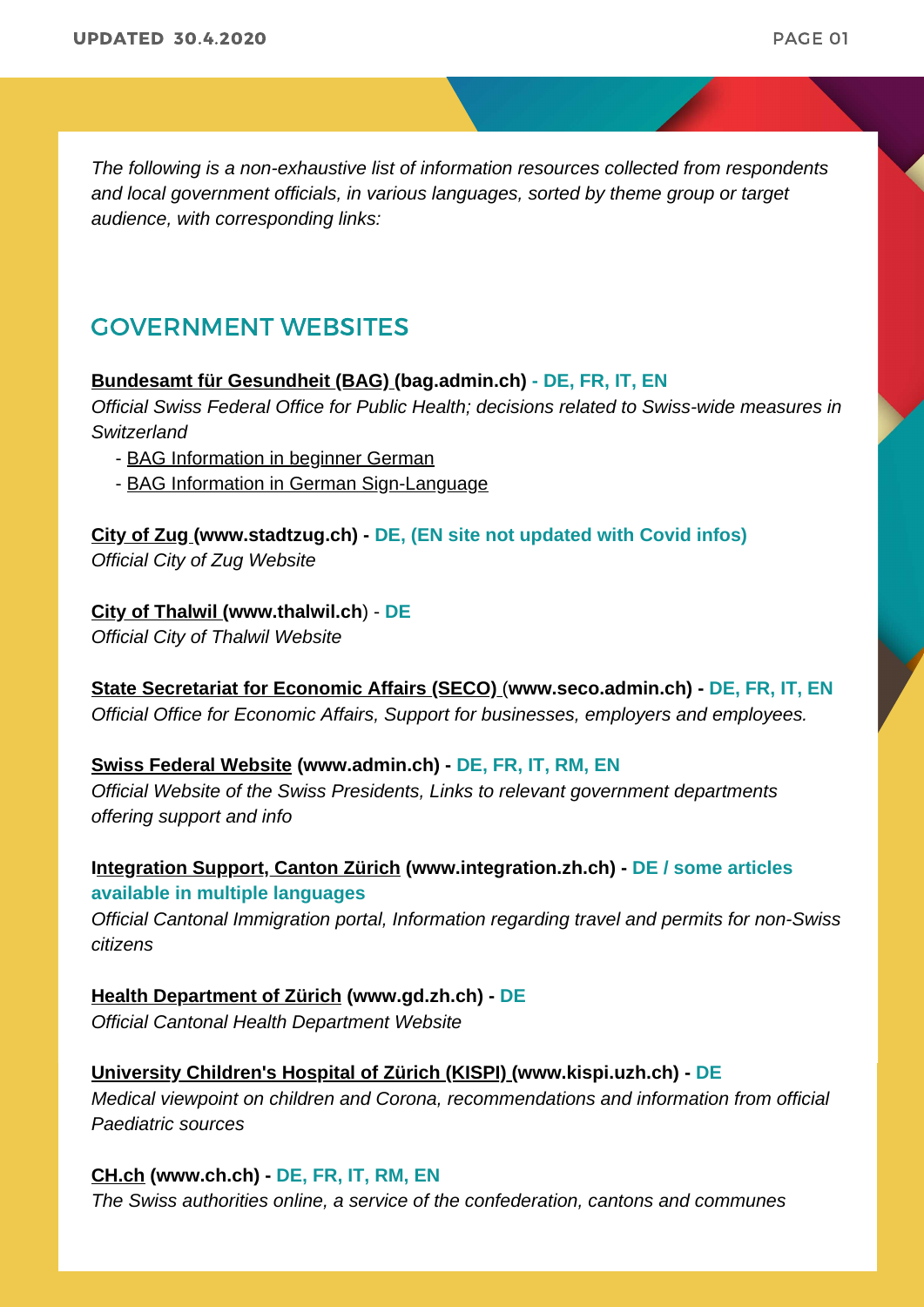*The following is a non-exhaustive list of information resources collected from respondents and local government officials, in various languages, sorted by theme group or target audience, with corresponding links:*

## GOVERNMENT WEBSITES

**Bundesamt für Gesundheit (BAG) (bag.admin.ch) - DE, FR, IT, EN**
*Official Swiss Federal Office for Public Health; decisions related to Swiss-wide measures in Switzerland*

- BAG Information in beginner German
- BAG Information in German Sign-Language

**City of Zug (www.stadtzug.ch) - DE, (EN site not updated with Covid infos)**
*Official City of Zug Website*

**City of Thalwil (www.thalwil.ch) - DE**
*Official City of Thalwil Website*

**State Secretariat for Economic Affairs (SECO) (www.seco.admin.ch) - DE, FR, IT, EN**
*Official Office for Economic Affairs, Support for businesses, employers and employees.*

**Swiss Federal Website (www.admin.ch) - DE, FR, IT, RM, EN**
*Official Website of the Swiss Presidents, Links to relevant government departments offering support and info*

**Integration Support, Canton Zürich (www.integration.zh.ch) - DE / some articles available in multiple languages**
*Official Cantonal Immigration portal, Information regarding travel and permits for non-Swiss citizens*

**Health Department of Zürich (www.gd.zh.ch) - DE**
*Official Cantonal Health Department Website*

**University Children's Hospital of Zürich (KISPI) (www.kispi.uzh.ch) - DE**
*Medical viewpoint on children and Corona, recommendations and information from official Paediatric sources*

**CH.ch (www.ch.ch) - DE, FR, IT, RM, EN**
*The Swiss authorities online, a service of the confederation, cantons and communes*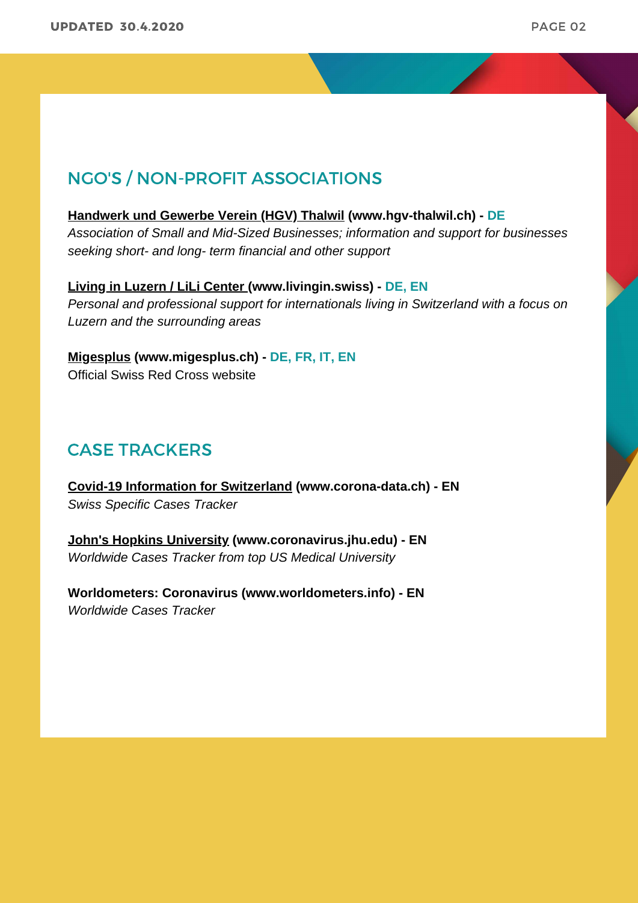## NGO'S / NON-PROFIT ASSOCIATIONS

**Handwerk und Gewerbe Verein (HGV) Thalwil (www.hgv-thalwil.ch) - DE**
*Association of Small and Mid-Sized Businesses; information and support for businesses seeking short- and long- term financial and other support*

**Living in Luzern / LiLi Center (www.livingin.swiss) - DE, EN**
*Personal and professional support for internationals living in Switzerland with a focus on Luzern and the surrounding areas*

**Migesplus (www.migesplus.ch) - DE, FR, IT, EN**
Official Swiss Red Cross website

## CASE TRACKERS

**Covid-19 Information for Switzerland (www.corona-data.ch) - EN**
*Swiss Specific Cases Tracker*

**John's Hopkins University (www.coronavirus.jhu.edu) - EN**
*Worldwide Cases Tracker from top US Medical University*

**Worldometers: Coronavirus (www.worldometers.info) - EN**
*Worldwide Cases Tracker*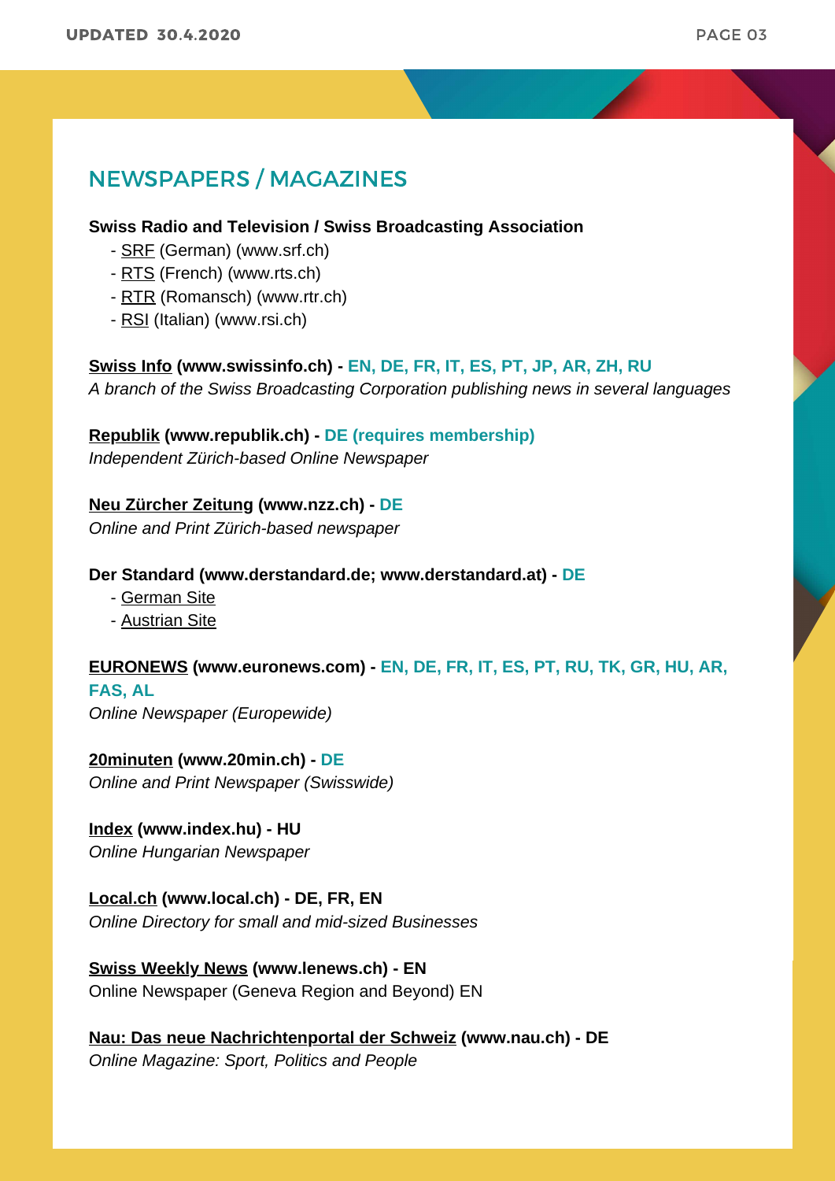## NEWSPAPERS / MAGAZINES

**Swiss Radio and Television / Swiss Broadcasting Association**

- SRF (German) (www.srf.ch)
- RTS (French) (www.rts.ch)
- RTR (Romansch) (www.rtr.ch)
- RSI (Italian) (www.rsi.ch)

**Swiss Info (www.swissinfo.ch) - EN, DE, FR, IT, ES, PT, JP, AR, ZH, RU**
*A branch of the Swiss Broadcasting Corporation publishing news in several languages*

**Republik (www.republik.ch) - DE (requires membership)**
*Independent Zürich-based Online Newspaper*

**Neu Zürcher Zeitung (www.nzz.ch) - DE**
*Online and Print Zürich-based newspaper*

**Der Standard (www.derstandard.de; www.derstandard.at) - DE**

- German Site
- Austrian Site

**EURONEWS (www.euronews.com) - EN, DE, FR, IT, ES, PT, RU, TK, GR, HU, AR, FAS, AL**
*Online Newspaper (Europewide)*

**20minuten (www.20min.ch) - DE**
*Online and Print Newspaper (Swisswide)*

**Index (www.index.hu) - HU**
*Online Hungarian Newspaper*

**Local.ch (www.local.ch) - DE, FR, EN**
*Online Directory for small and mid-sized Businesses*

**Swiss Weekly News (www.lenews.ch) - EN**
Online Newspaper (Geneva Region and Beyond) EN

**Nau: Das neue Nachrichtenportal der Schweiz (www.nau.ch) - DE**
*Online Magazine: Sport, Politics and People*